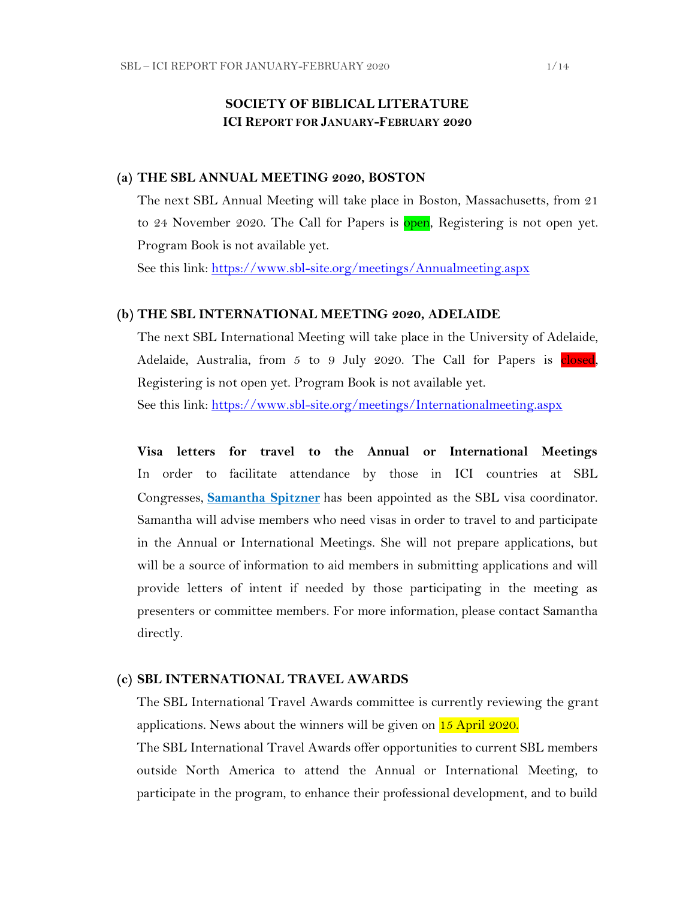# SOCIETY OF BIBLICAL LITERATURE
## ICI REPORT FOR JANUARY-FEBRUARY 2020

### (a) THE SBL ANNUAL MEETING 2020, BOSTON

The next SBL Annual Meeting will take place in Boston, Massachusetts, from 21 to 24 November 2020. The Call for Papers is open, Registering is not open yet. Program Book is not available yet.

See this link: https://www.sbl-site.org/meetings/Annualmeeting.aspx

### (b) THE SBL INTERNATIONAL MEETING 2020, ADELAIDE

The next SBL International Meeting will take place in the University of Adelaide, Adelaide, Australia, from 5 to 9 July 2020. The Call for Papers is closed, Registering is not open yet. Program Book is not available yet.

See this link: https://www.sbl-site.org/meetings/Internationalmeeting.aspx

**Visa letters for travel to the Annual or International Meetings**
In order to facilitate attendance by those in ICI countries at SBL Congresses, **Samantha Spitzner** has been appointed as the SBL visa coordinator. Samantha will advise members who need visas in order to travel to and participate in the Annual or International Meetings. She will not prepare applications, but will be a source of information to aid members in submitting applications and will provide letters of intent if needed by those participating in the meeting as presenters or committee members. For more information, please contact Samantha directly.

### (c) SBL INTERNATIONAL TRAVEL AWARDS

The SBL International Travel Awards committee is currently reviewing the grant applications. News about the winners will be given on 15 April 2020.

The SBL International Travel Awards offer opportunities to current SBL members outside North America to attend the Annual or International Meeting, to participate in the program, to enhance their professional development, and to build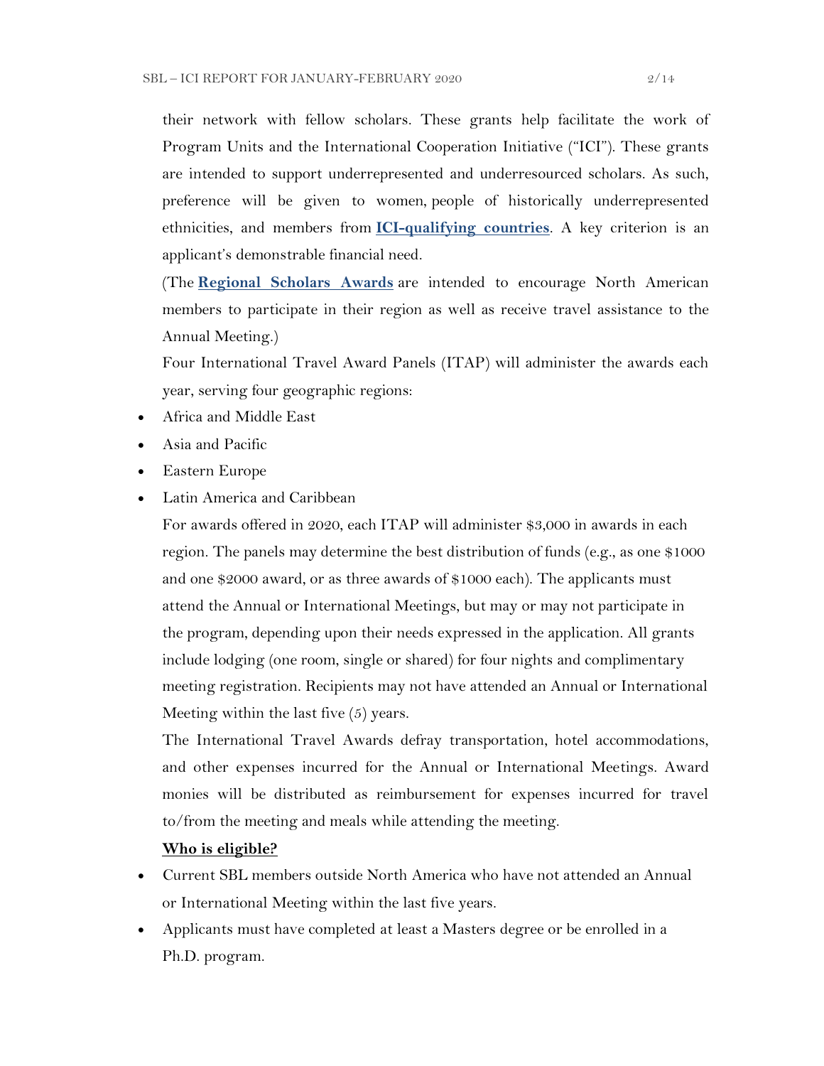their network with fellow scholars. These grants help facilitate the work of Program Units and the International Cooperation Initiative ("ICI"). These grants are intended to support underrepresented and underresourced scholars. As such, preference will be given to women, people of historically underrepresented ethnicities, and members from **ICI-qualifying countries**. A key criterion is an applicant's demonstrable financial need.

(The **Regional Scholars Awards** are intended to encourage North American members to participate in their region as well as receive travel assistance to the Annual Meeting.)

Four International Travel Award Panels (ITAP) will administer the awards each year, serving four geographic regions:

- Africa and Middle East
- Asia and Pacific
- Eastern Europe
- Latin America and Caribbean

For awards offered in 2020, each ITAP will administer $3,000 in awards in each region. The panels may determine the best distribution of funds (e.g., as one $1000 and one $2000 award, or as three awards of $1000 each). The applicants must attend the Annual or International Meetings, but may or may not participate in the program, depending upon their needs expressed in the application. All grants include lodging (one room, single or shared) for four nights and complimentary meeting registration. Recipients may not have attended an Annual or International Meeting within the last five (5) years.

The International Travel Awards defray transportation, hotel accommodations, and other expenses incurred for the Annual or International Meetings. Award monies will be distributed as reimbursement for expenses incurred for travel to/from the meeting and meals while attending the meeting.

**Who is eligible?**

- Current SBL members outside North America who have not attended an Annual or International Meeting within the last five years.
- Applicants must have completed at least a Masters degree or be enrolled in a Ph.D. program.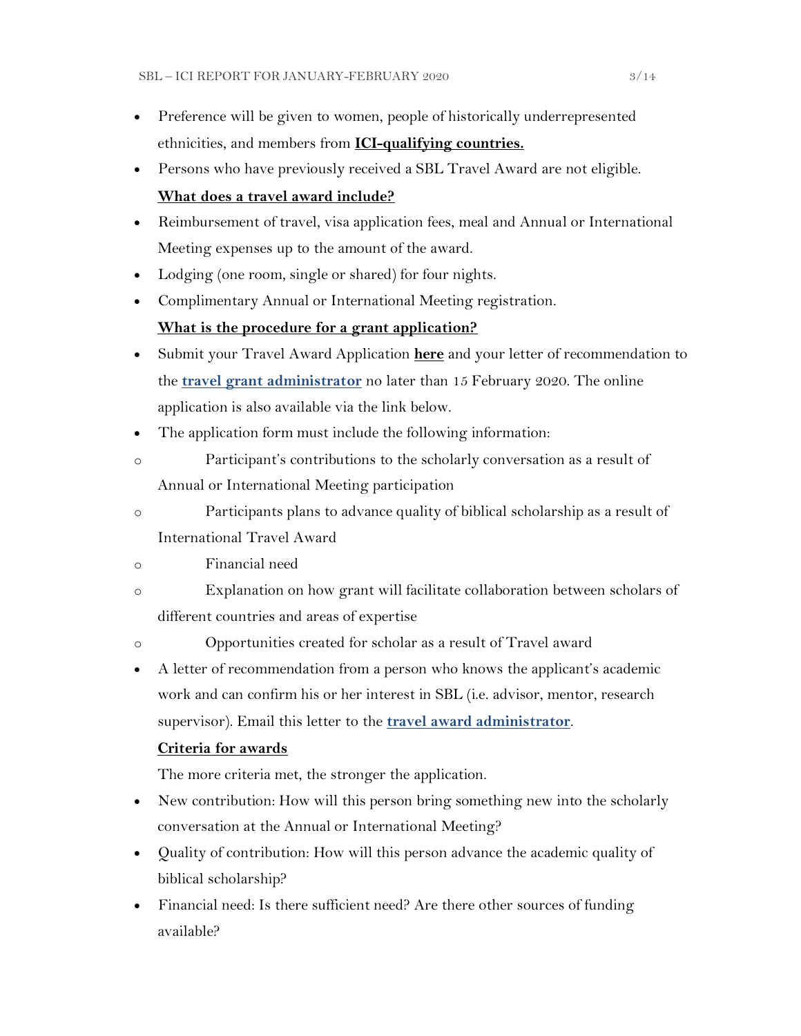- Preference will be given to women, people of historically underrepresented ethnicities, and members from **ICI-qualifying countries.**
- Persons who have previously received a SBL Travel Award are not eligible.

**What does a travel award include?**

- Reimbursement of travel, visa application fees, meal and Annual or International Meeting expenses up to the amount of the award.
- Lodging (one room, single or shared) for four nights.
- Complimentary Annual or International Meeting registration.

**What is the procedure for a grant application?**

- Submit your Travel Award Application **here** and your letter of recommendation to the **travel grant administrator** no later than 15 February 2020. The online application is also available via the link below.
- The application form must include the following information:
    - Participant's contributions to the scholarly conversation as a result of Annual or International Meeting participation
    - Participants plans to advance quality of biblical scholarship as a result of International Travel Award
    - Financial need
    - Explanation on how grant will facilitate collaboration between scholars of different countries and areas of expertise
    - Opportunities created for scholar as a result of Travel award
- A letter of recommendation from a person who knows the applicant's academic work and can confirm his or her interest in SBL (i.e. advisor, mentor, research supervisor). Email this letter to the **travel award administrator**.

**Criteria for awards**

The more criteria met, the stronger the application.

- New contribution: How will this person bring something new into the scholarly conversation at the Annual or International Meeting?
- Quality of contribution: How will this person advance the academic quality of biblical scholarship?
- Financial need: Is there sufficient need? Are there other sources of funding available?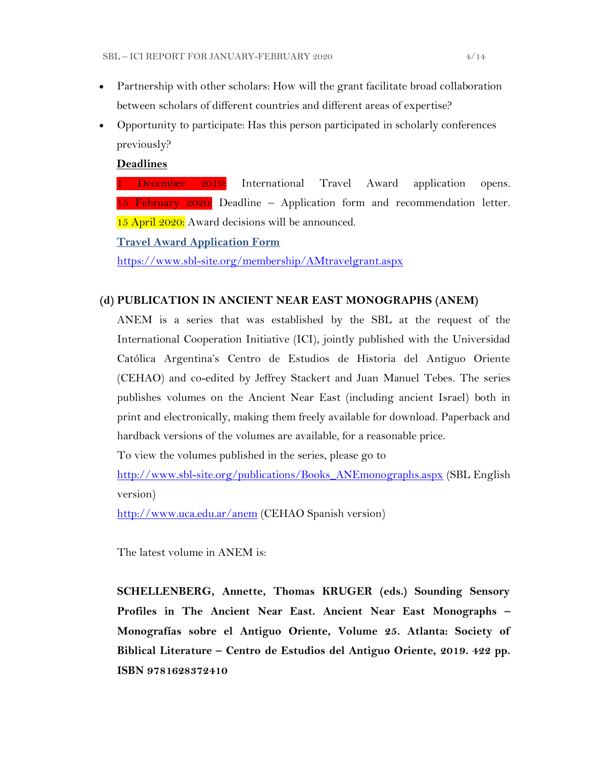- Partnership with other scholars: How will the grant facilitate broad collaboration between scholars of different countries and different areas of expertise?
- Opportunity to participate: Has this person participated in scholarly conferences previously?

**Deadlines**

1 December 2019: International Travel Award application opens.
15 February 2020: Deadline – Application form and recommendation letter.
15 April 2020: Award decisions will be announced.

**Travel Award Application Form**

https://www.sbl-site.org/membership/AMtravelgrant.aspx

**(d) PUBLICATION IN ANCIENT NEAR EAST MONOGRAPHS (ANEM)**

ANEM is a series that was established by the SBL at the request of the International Cooperation Initiative (ICI), jointly published with the Universidad Católica Argentina's Centro de Estudios de Historia del Antiguo Oriente (CEHAO) and co-edited by Jeffrey Stackert and Juan Manuel Tebes. The series publishes volumes on the Ancient Near East (including ancient Israel) both in print and electronically, making them freely available for download. Paperback and hardback versions of the volumes are available, for a reasonable price.

To view the volumes published in the series, please go to

http://www.sbl-site.org/publications/Books_ANEmonographs.aspx (SBL English version)

http://www.uca.edu.ar/anem (CEHAO Spanish version)

The latest volume in ANEM is:

**SCHELLENBERG, Annette, Thomas KRUGER (eds.) Sounding Sensory Profiles in The Ancient Near East. Ancient Near East Monographs – Monografías sobre el Antiguo Oriente, Volume 25. Atlanta: Society of Biblical Literature – Centro de Estudios del Antiguo Oriente, 2019. 422 pp. ISBN 9781628372410**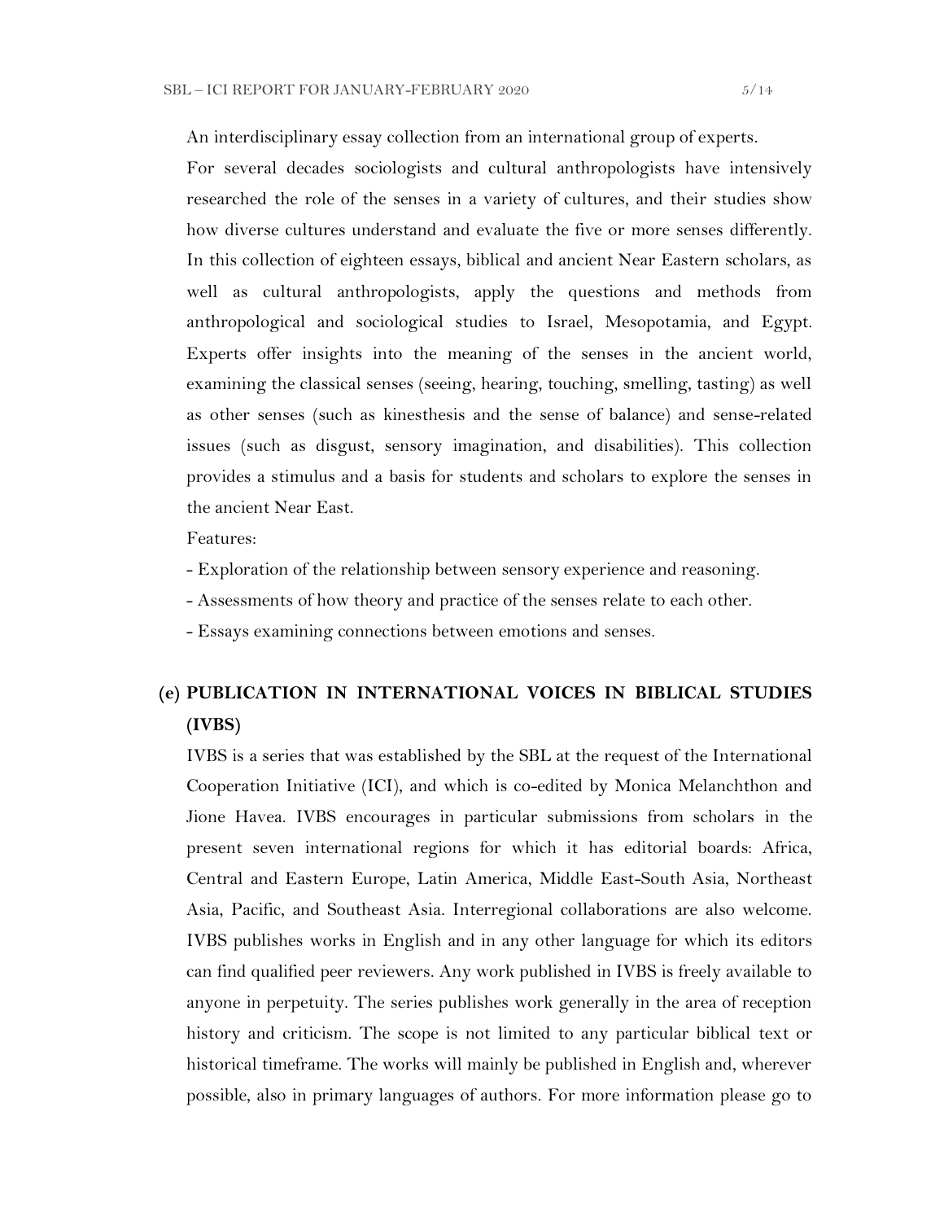An interdisciplinary essay collection from an international group of experts.

For several decades sociologists and cultural anthropologists have intensively researched the role of the senses in a variety of cultures, and their studies show how diverse cultures understand and evaluate the five or more senses differently. In this collection of eighteen essays, biblical and ancient Near Eastern scholars, as well as cultural anthropologists, apply the questions and methods from anthropological and sociological studies to Israel, Mesopotamia, and Egypt. Experts offer insights into the meaning of the senses in the ancient world, examining the classical senses (seeing, hearing, touching, smelling, tasting) as well as other senses (such as kinesthesis and the sense of balance) and sense-related issues (such as disgust, sensory imagination, and disabilities). This collection provides a stimulus and a basis for students and scholars to explore the senses in the ancient Near East.

Features:

- Exploration of the relationship between sensory experience and reasoning.
- Assessments of how theory and practice of the senses relate to each other.
- Essays examining connections between emotions and senses.

## (e) PUBLICATION IN INTERNATIONAL VOICES IN BIBLICAL STUDIES (IVBS)

IVBS is a series that was established by the SBL at the request of the International Cooperation Initiative (ICI), and which is co-edited by Monica Melanchthon and Jione Havea. IVBS encourages in particular submissions from scholars in the present seven international regions for which it has editorial boards: Africa, Central and Eastern Europe, Latin America, Middle East-South Asia, Northeast Asia, Pacific, and Southeast Asia. Interregional collaborations are also welcome. IVBS publishes works in English and in any other language for which its editors can find qualified peer reviewers. Any work published in IVBS is freely available to anyone in perpetuity. The series publishes work generally in the area of reception history and criticism. The scope is not limited to any particular biblical text or historical timeframe. The works will mainly be published in English and, wherever possible, also in primary languages of authors. For more information please go to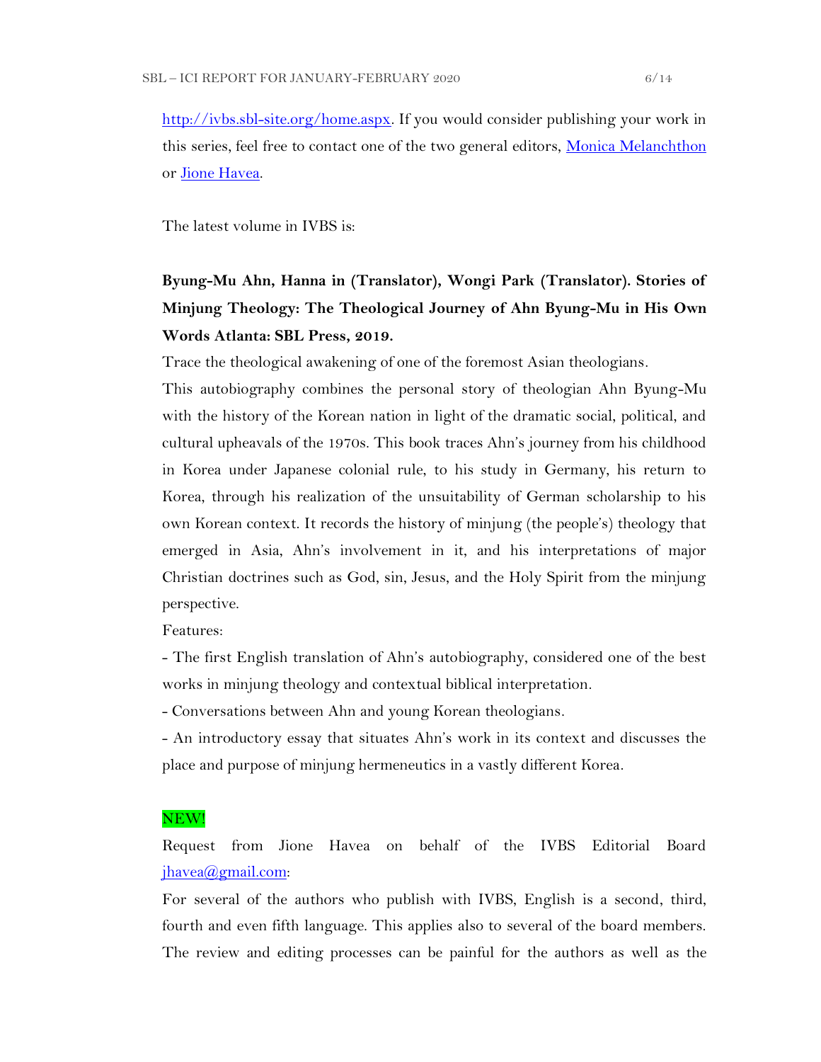http://ivbs.sbl-site.org/home.aspx. If you would consider publishing your work in this series, feel free to contact one of the two general editors, Monica Melanchthon or Jione Havea.

The latest volume in IVBS is:

**Byung-Mu Ahn, Hanna in (Translator), Wongi Park (Translator). Stories of Minjung Theology: The Theological Journey of Ahn Byung-Mu in His Own Words Atlanta: SBL Press, 2019.**

Trace the theological awakening of one of the foremost Asian theologians.

This autobiography combines the personal story of theologian Ahn Byung-Mu with the history of the Korean nation in light of the dramatic social, political, and cultural upheavals of the 1970s. This book traces Ahn's journey from his childhood in Korea under Japanese colonial rule, to his study in Germany, his return to Korea, through his realization of the unsuitability of German scholarship to his own Korean context. It records the history of minjung (the people's) theology that emerged in Asia, Ahn's involvement in it, and his interpretations of major Christian doctrines such as God, sin, Jesus, and the Holy Spirit from the minjung perspective.

Features:

- The first English translation of Ahn's autobiography, considered one of the best works in minjung theology and contextual biblical interpretation.
- Conversations between Ahn and young Korean theologians.
- An introductory essay that situates Ahn's work in its context and discusses the place and purpose of minjung hermeneutics in a vastly different Korea.

NEW!

Request from Jione Havea on behalf of the IVBS Editorial Board jhavea@gmail.com:

For several of the authors who publish with IVBS, English is a second, third, fourth and even fifth language. This applies also to several of the board members. The review and editing processes can be painful for the authors as well as the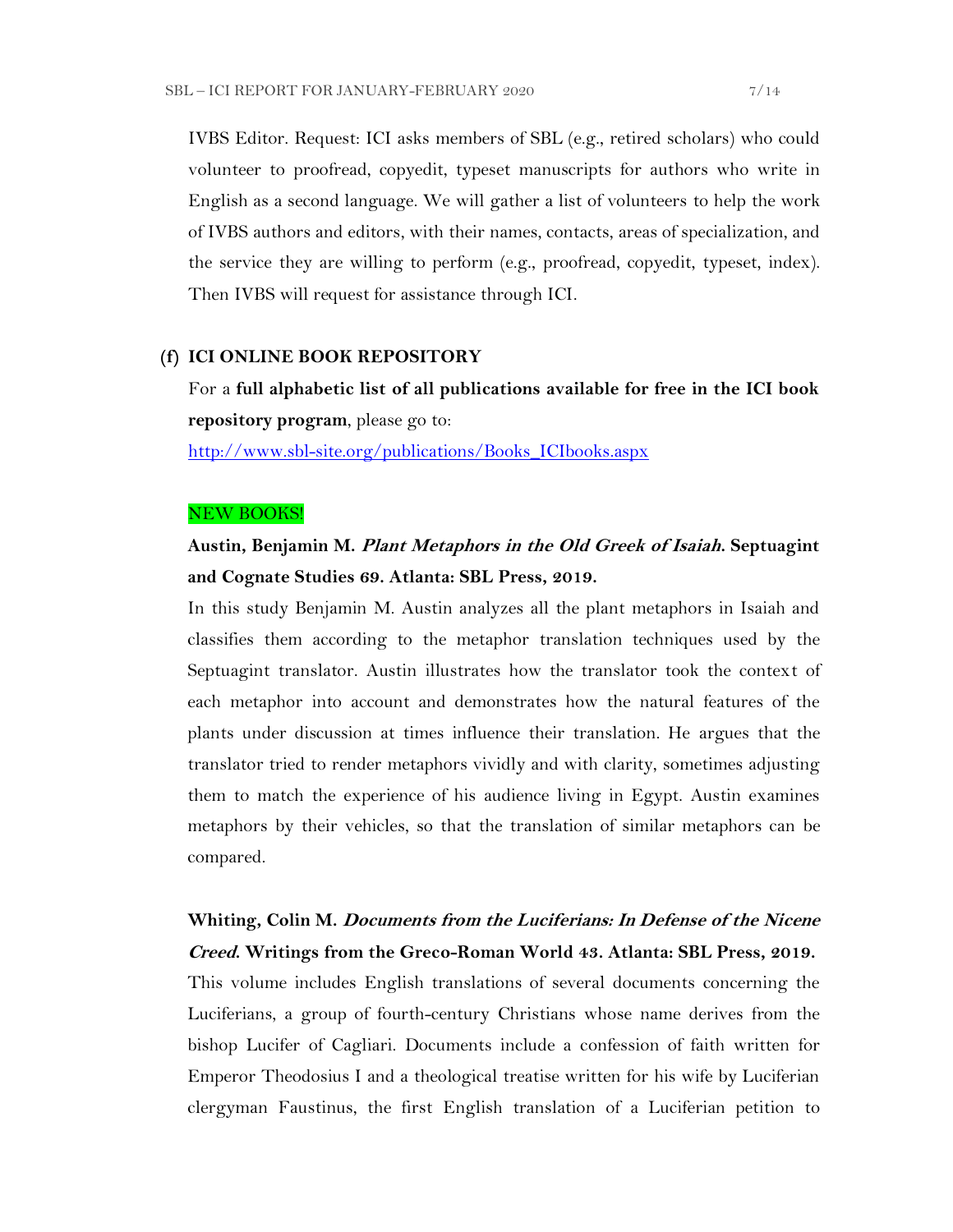IVBS Editor. Request: ICI asks members of SBL (e.g., retired scholars) who could volunteer to proofread, copyedit, typeset manuscripts for authors who write in English as a second language. We will gather a list of volunteers to help the work of IVBS authors and editors, with their names, contacts, areas of specialization, and the service they are willing to perform (e.g., proofread, copyedit, typeset, index). Then IVBS will request for assistance through ICI.

### (f) ICI ONLINE BOOK REPOSITORY

For a **full alphabetic list of all publications available for free in the ICI book repository program**, please go to:

http://www.sbl-site.org/publications/Books_ICIbooks.aspx

NEW BOOKS!

**Austin, Benjamin M. *Plant Metaphors in the Old Greek of Isaiah*. Septuagint and Cognate Studies 69. Atlanta: SBL Press, 2019.**

In this study Benjamin M. Austin analyzes all the plant metaphors in Isaiah and classifies them according to the metaphor translation techniques used by the Septuagint translator. Austin illustrates how the translator took the context of each metaphor into account and demonstrates how the natural features of the plants under discussion at times influence their translation. He argues that the translator tried to render metaphors vividly and with clarity, sometimes adjusting them to match the experience of his audience living in Egypt. Austin examines metaphors by their vehicles, so that the translation of similar metaphors can be compared.

**Whiting, Colin M. *Documents from the Luciferians: In Defense of the Nicene Creed*. Writings from the Greco-Roman World 43. Atlanta: SBL Press, 2019.**

This volume includes English translations of several documents concerning the Luciferians, a group of fourth-century Christians whose name derives from the bishop Lucifer of Cagliari. Documents include a confession of faith written for Emperor Theodosius I and a theological treatise written for his wife by Luciferian clergyman Faustinus, the first English translation of a Luciferian petition to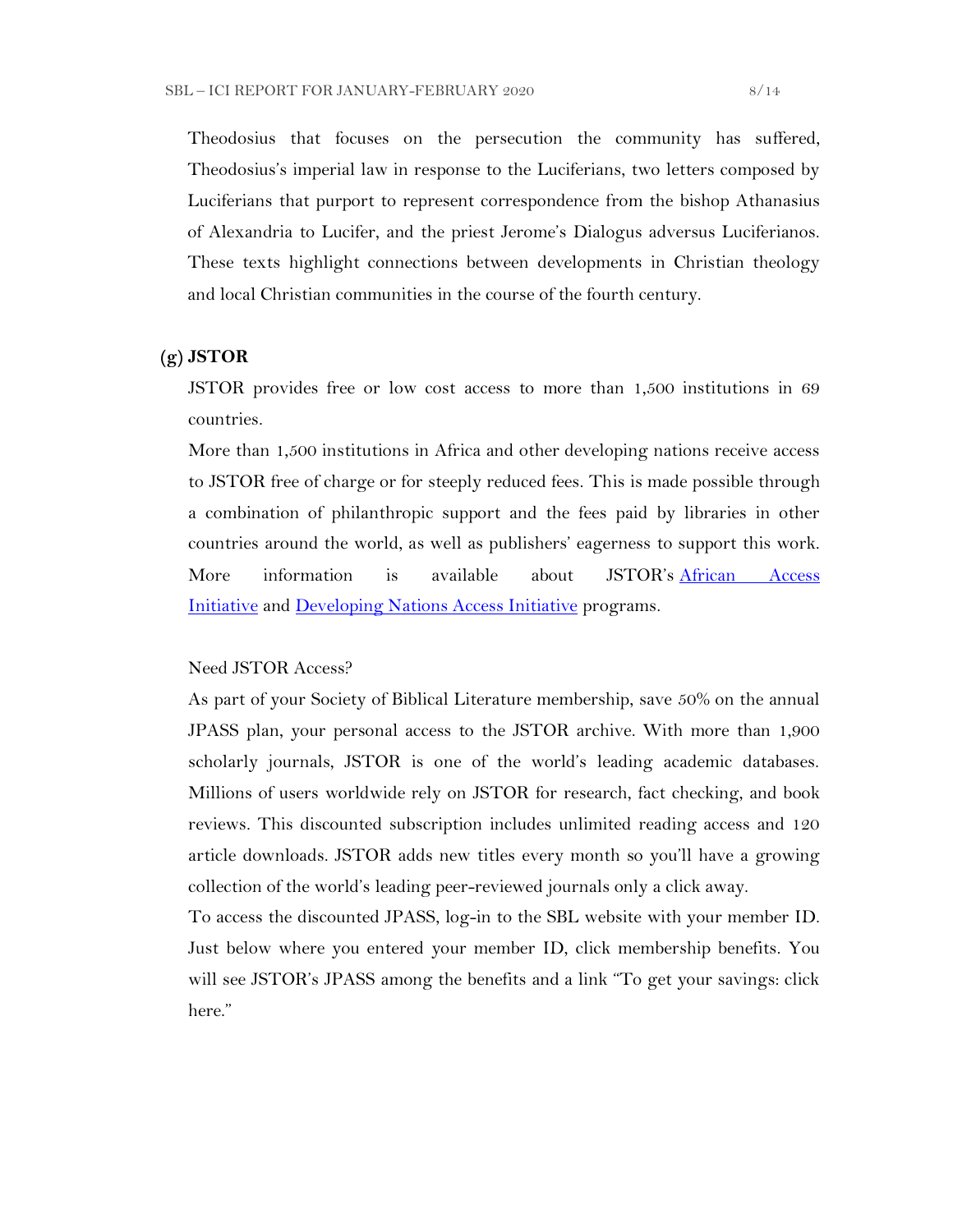Theodosius that focuses on the persecution the community has suffered, Theodosius's imperial law in response to the Luciferians, two letters composed by Luciferians that purport to represent correspondence from the bishop Athanasius of Alexandria to Lucifer, and the priest Jerome's Dialogus adversus Luciferianos. These texts highlight connections between developments in Christian theology and local Christian communities in the course of the fourth century.

**(g) JSTOR**

JSTOR provides free or low cost access to more than 1,500 institutions in 69 countries.

More than 1,500 institutions in Africa and other developing nations receive access to JSTOR free of charge or for steeply reduced fees. This is made possible through a combination of philanthropic support and the fees paid by libraries in other countries around the world, as well as publishers' eagerness to support this work. More information is available about JSTOR's African Access Initiative and Developing Nations Access Initiative programs.

Need JSTOR Access?

As part of your Society of Biblical Literature membership, save 50% on the annual JPASS plan, your personal access to the JSTOR archive. With more than 1,900 scholarly journals, JSTOR is one of the world's leading academic databases. Millions of users worldwide rely on JSTOR for research, fact checking, and book reviews. This discounted subscription includes unlimited reading access and 120 article downloads. JSTOR adds new titles every month so you'll have a growing collection of the world's leading peer-reviewed journals only a click away.

To access the discounted JPASS, log-in to the SBL website with your member ID. Just below where you entered your member ID, click membership benefits. You will see JSTOR's JPASS among the benefits and a link "To get your savings: click here."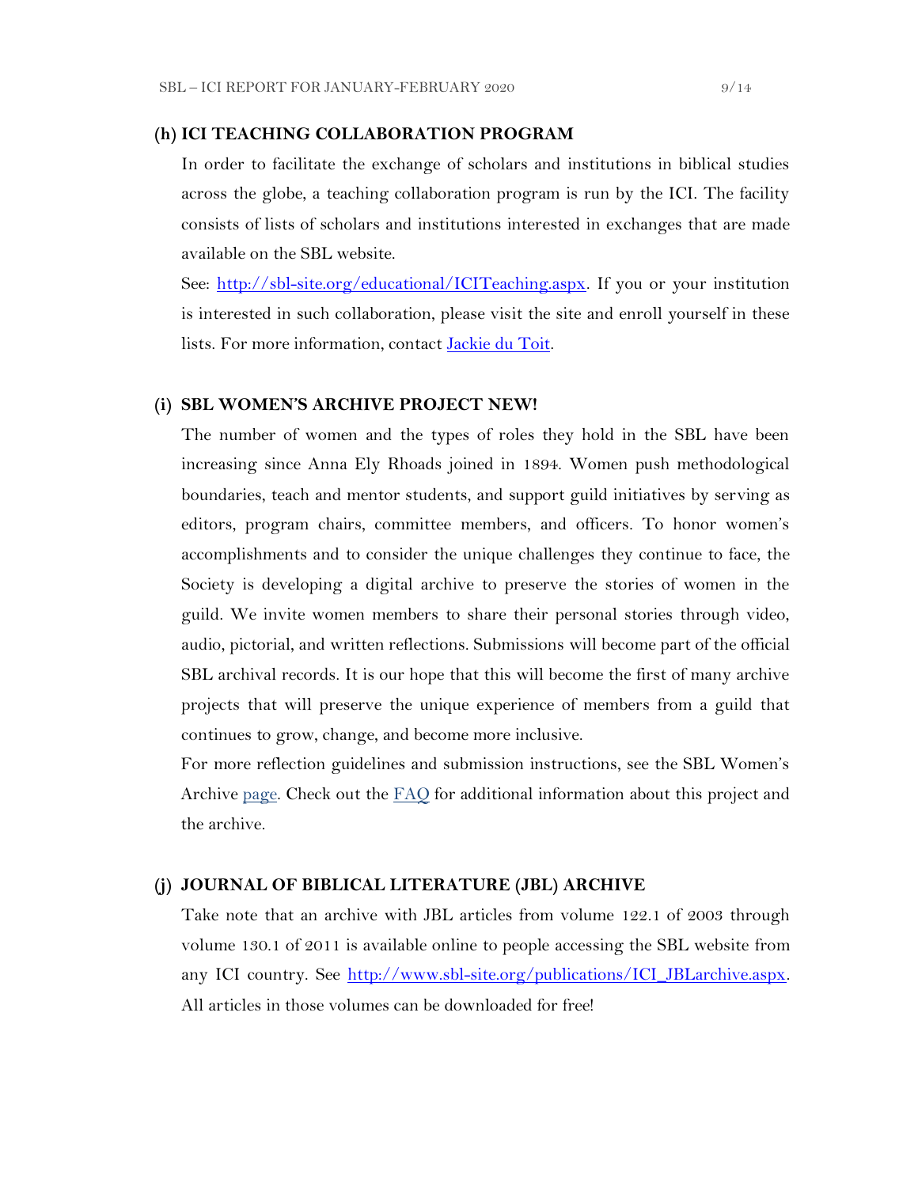### (h) ICI TEACHING COLLABORATION PROGRAM

In order to facilitate the exchange of scholars and institutions in biblical studies across the globe, a teaching collaboration program is run by the ICI. The facility consists of lists of scholars and institutions interested in exchanges that are made available on the SBL website.

See: [http://sbl-site.org/educational/ICITeaching.aspx](http://sbl-site.org/educational/ICITeaching.aspx). If you or your institution is interested in such collaboration, please visit the site and enroll yourself in these lists. For more information, contact Jackie du Toit.

### (i) SBL WOMEN'S ARCHIVE PROJECT NEW!

The number of women and the types of roles they hold in the SBL have been increasing since Anna Ely Rhoads joined in 1894. Women push methodological boundaries, teach and mentor students, and support guild initiatives by serving as editors, program chairs, committee members, and officers. To honor women's accomplishments and to consider the unique challenges they continue to face, the Society is developing a digital archive to preserve the stories of women in the guild. We invite women members to share their personal stories through video, audio, pictorial, and written reflections. Submissions will become part of the official SBL archival records. It is our hope that this will become the first of many archive projects that will preserve the unique experience of members from a guild that continues to grow, change, and become more inclusive.

For more reflection guidelines and submission instructions, see the SBL Women's Archive page. Check out the FAQ for additional information about this project and the archive.

### (j) JOURNAL OF BIBLICAL LITERATURE (JBL) ARCHIVE

Take note that an archive with JBL articles from volume 122.1 of 2003 through volume 130.1 of 2011 is available online to people accessing the SBL website from any ICI country. See [http://www.sbl-site.org/publications/ICI_JBLarchive.aspx](http://www.sbl-site.org/publications/ICI_JBLarchive.aspx). All articles in those volumes can be downloaded for free!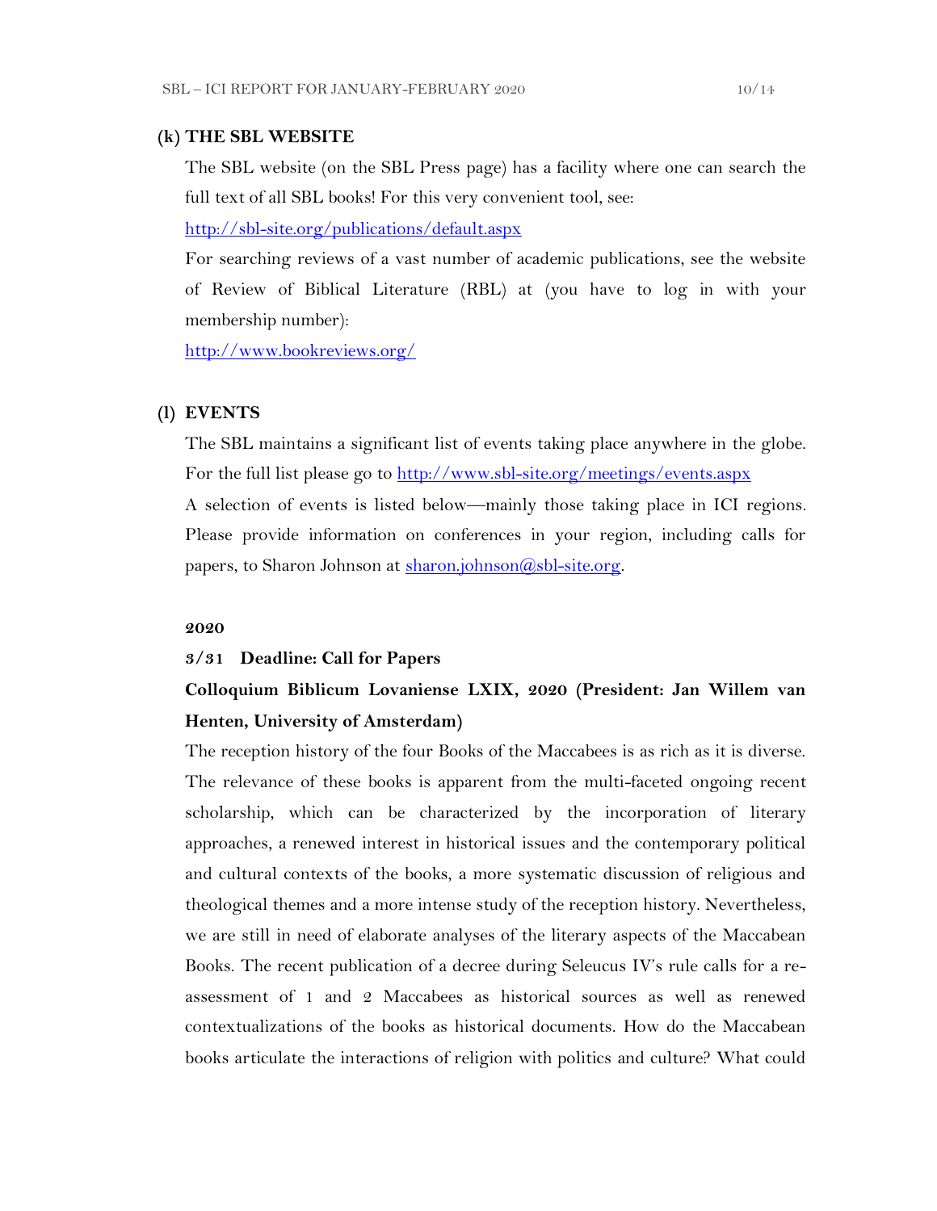## (k) THE SBL WEBSITE

The SBL website (on the SBL Press page) has a facility where one can search the full text of all SBL books! For this very convenient tool, see:

http://sbl-site.org/publications/default.aspx

For searching reviews of a vast number of academic publications, see the website of Review of Biblical Literature (RBL) at (you have to log in with your membership number):

http://www.bookreviews.org/

## (l) EVENTS

The SBL maintains a significant list of events taking place anywhere in the globe. For the full list please go to http://www.sbl-site.org/meetings/events.aspx

A selection of events is listed below—mainly those taking place in ICI regions. Please provide information on conferences in your region, including calls for papers, to Sharon Johnson at sharon.johnson@sbl-site.org.

**2020**

**3/31 Deadline: Call for Papers**

**Colloquium Biblicum Lovaniense LXIX, 2020 (President: Jan Willem van Henten, University of Amsterdam)**

The reception history of the four Books of the Maccabees is as rich as it is diverse. The relevance of these books is apparent from the multi-faceted ongoing recent scholarship, which can be characterized by the incorporation of literary approaches, a renewed interest in historical issues and the contemporary political and cultural contexts of the books, a more systematic discussion of religious and theological themes and a more intense study of the reception history. Nevertheless, we are still in need of elaborate analyses of the literary aspects of the Maccabean Books. The recent publication of a decree during Seleucus IV's rule calls for a re-assessment of 1 and 2 Maccabees as historical sources as well as renewed contextualizations of the books as historical documents. How do the Maccabean books articulate the interactions of religion with politics and culture? What could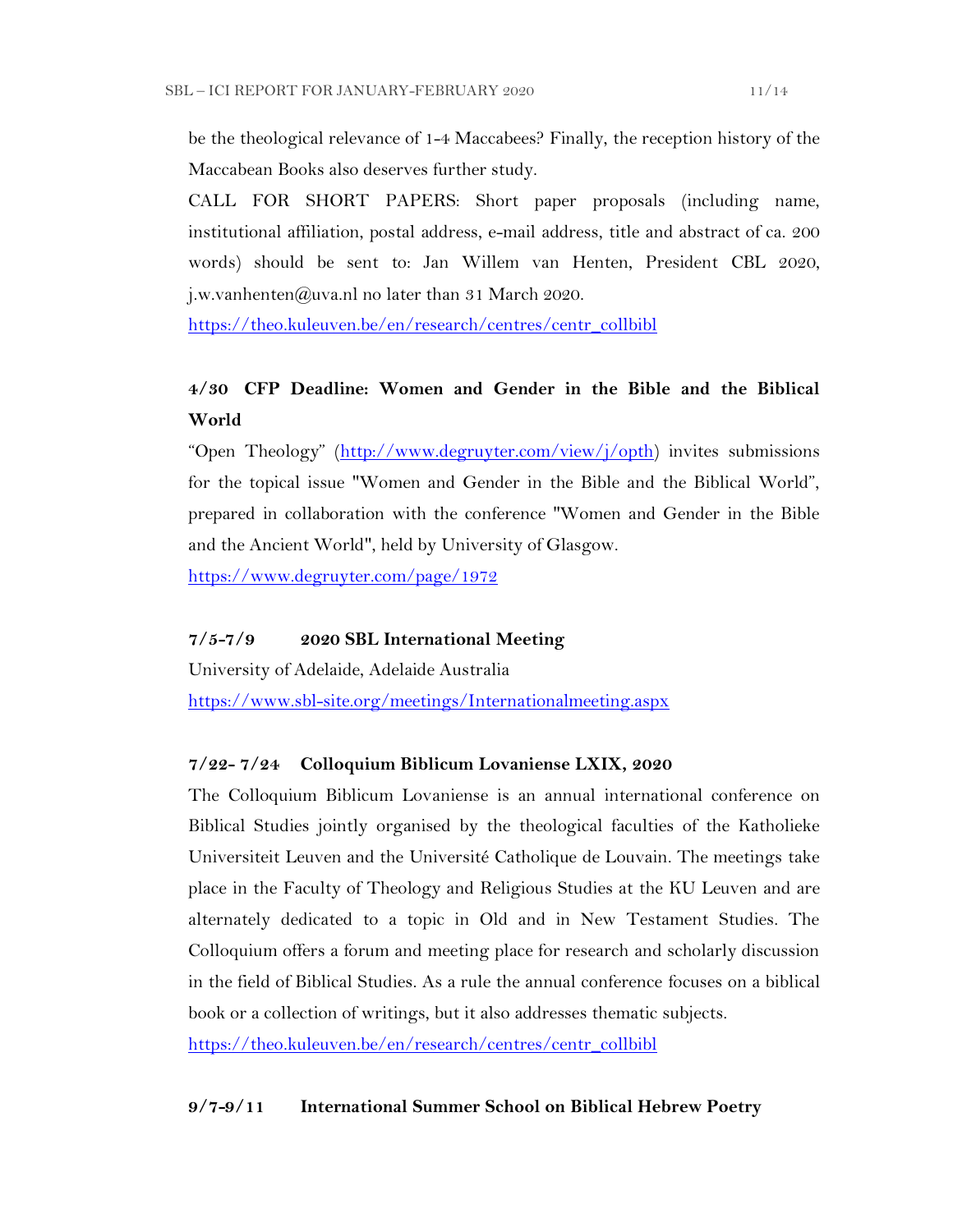be the theological relevance of 1-4 Maccabees? Finally, the reception history of the Maccabean Books also deserves further study.

CALL FOR SHORT PAPERS: Short paper proposals (including name, institutional affiliation, postal address, e-mail address, title and abstract of ca. 200 words) should be sent to: Jan Willem van Henten, President CBL 2020, j.w.vanhenten@uva.nl no later than 31 March 2020.

https://theo.kuleuven.be/en/research/centres/centr_collbibl

### 4/30 CFP Deadline: Women and Gender in the Bible and the Biblical World

"Open Theology" (http://www.degruyter.com/view/j/opth) invites submissions for the topical issue "Women and Gender in the Bible and the Biblical World", prepared in collaboration with the conference "Women and Gender in the Bible and the Ancient World", held by University of Glasgow.

https://www.degruyter.com/page/1972

### 7/5-7/9 2020 SBL International Meeting

University of Adelaide, Adelaide Australia

https://www.sbl-site.org/meetings/Internationalmeeting.aspx

### 7/22- 7/24 Colloquium Biblicum Lovaniense LXIX, 2020

The Colloquium Biblicum Lovaniense is an annual international conference on Biblical Studies jointly organised by the theological faculties of the Katholieke Universiteit Leuven and the Université Catholique de Louvain. The meetings take place in the Faculty of Theology and Religious Studies at the KU Leuven and are alternately dedicated to a topic in Old and in New Testament Studies. The Colloquium offers a forum and meeting place for research and scholarly discussion in the field of Biblical Studies. As a rule the annual conference focuses on a biblical book or a collection of writings, but it also addresses thematic subjects.

https://theo.kuleuven.be/en/research/centres/centr_collbibl

### 9/7-9/11 International Summer School on Biblical Hebrew Poetry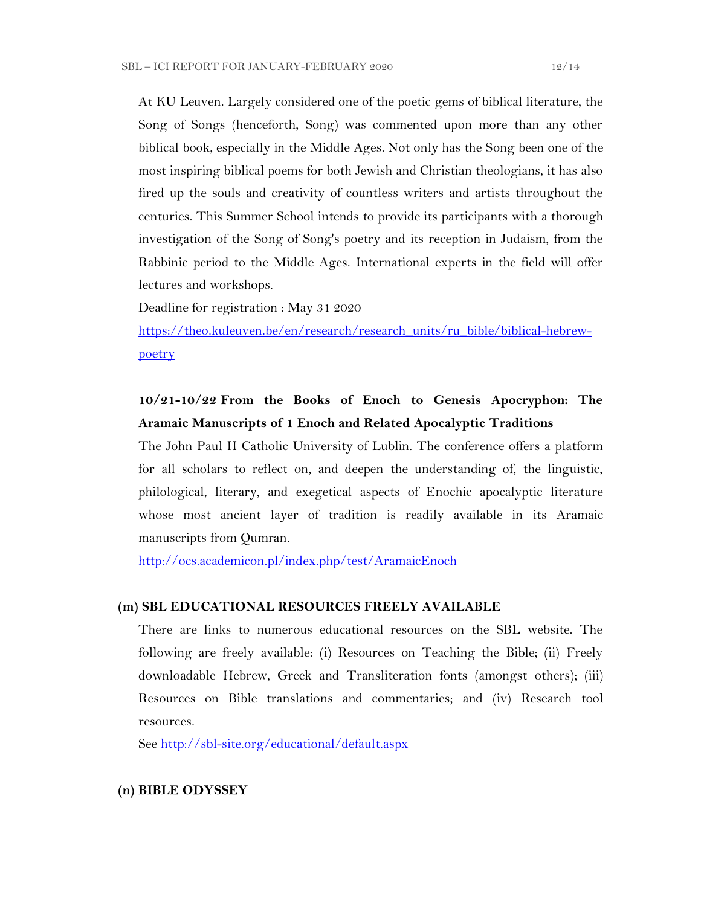At KU Leuven. Largely considered one of the poetic gems of biblical literature, the Song of Songs (henceforth, Song) was commented upon more than any other biblical book, especially in the Middle Ages. Not only has the Song been one of the most inspiring biblical poems for both Jewish and Christian theologians, it has also fired up the souls and creativity of countless writers and artists throughout the centuries. This Summer School intends to provide its participants with a thorough investigation of the Song of Song's poetry and its reception in Judaism, from the Rabbinic period to the Middle Ages. International experts in the field will offer lectures and workshops.

Deadline for registration : May 31 2020

https://theo.kuleuven.be/en/research/research_units/ru_bible/biblical-hebrew-poetry

**10/21-10/22 From the Books of Enoch to Genesis Apocryphon: The Aramaic Manuscripts of 1 Enoch and Related Apocalyptic Traditions**

The John Paul II Catholic University of Lublin. The conference offers a platform for all scholars to reflect on, and deepen the understanding of, the linguistic, philological, literary, and exegetical aspects of Enochic apocalyptic literature whose most ancient layer of tradition is readily available in its Aramaic manuscripts from Qumran.

http://ocs.academicon.pl/index.php/test/AramaicEnoch

## (m) SBL EDUCATIONAL RESOURCES FREELY AVAILABLE

There are links to numerous educational resources on the SBL website. The following are freely available: (i) Resources on Teaching the Bible; (ii) Freely downloadable Hebrew, Greek and Transliteration fonts (amongst others); (iii) Resources on Bible translations and commentaries; and (iv) Research tool resources.

See http://sbl-site.org/educational/default.aspx

## (n) BIBLE ODYSSEY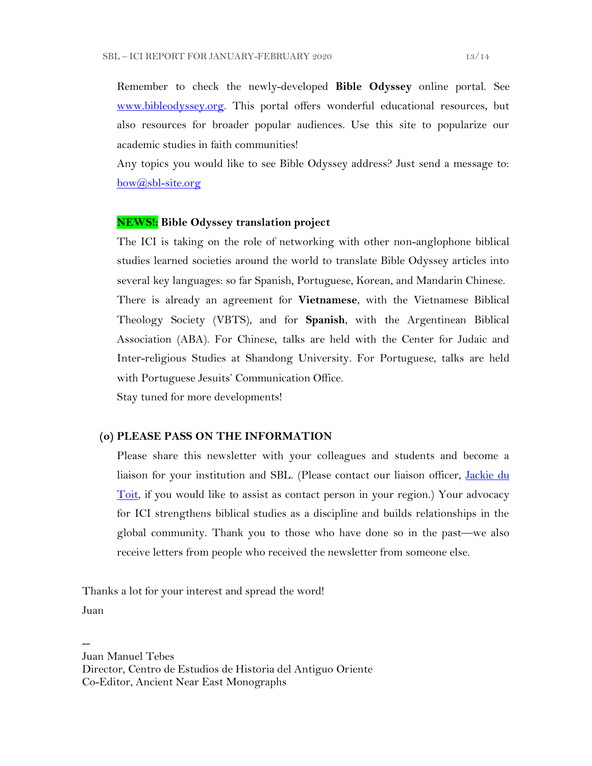Remember to check the newly-developed **Bible Odyssey** online portal. See [www.bibleodyssey.org](http://www.bibleodyssey.org). This portal offers wonderful educational resources, but also resources for broader popular audiences. Use this site to popularize our academic studies in faith communities!

Any topics you would like to see Bible Odyssey address? Just send a message to: [bow@sbl-site.org](mailto:bow@sbl-site.org)

**NEWS!: Bible Odyssey translation project**

The ICI is taking on the role of networking with other non-anglophone biblical studies learned societies around the world to translate Bible Odyssey articles into several key languages: so far Spanish, Portuguese, Korean, and Mandarin Chinese.

There is already an agreement for **Vietnamese**, with the Vietnamese Biblical Theology Society (VBTS), and for **Spanish**, with the Argentinean Biblical Association (ABA). For Chinese, talks are held with the Center for Judaic and Inter-religious Studies at Shandong University. For Portuguese, talks are held with Portuguese Jesuits' Communication Office.

Stay tuned for more developments!

**(o) PLEASE PASS ON THE INFORMATION**

Please share this newsletter with your colleagues and students and become a liaison for your institution and SBL. (Please contact our liaison officer, Jackie du Toit, if you would like to assist as contact person in your region.) Your advocacy for ICI strengthens biblical studies as a discipline and builds relationships in the global community. Thank you to those who have done so in the past—we also receive letters from people who received the newsletter from someone else.

Thanks a lot for your interest and spread the word!

Juan

--

Juan Manuel Tebes
Director, Centro de Estudios de Historia del Antiguo Oriente
Co-Editor, Ancient Near East Monographs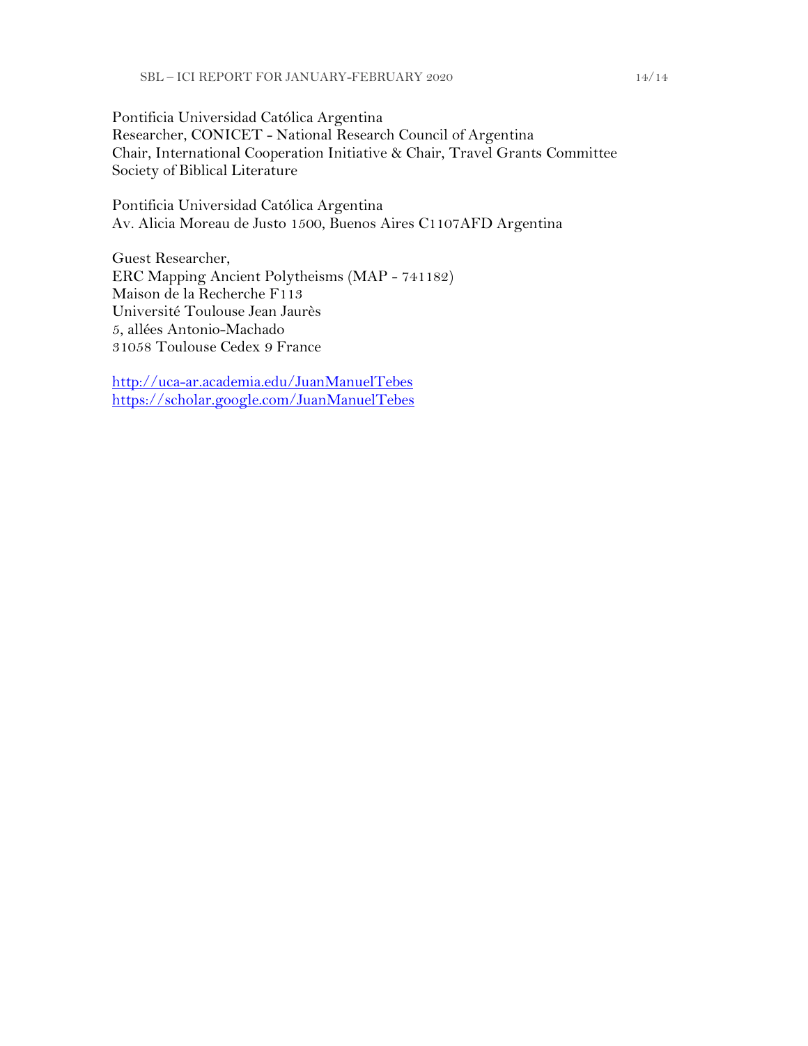Pontificia Universidad Católica Argentina
Researcher, CONICET - National Research Council of Argentina
Chair, International Cooperation Initiative & Chair, Travel Grants Committee
Society of Biblical Literature

Pontificia Universidad Católica Argentina
Av. Alicia Moreau de Justo 1500, Buenos Aires C1107AFD Argentina

Guest Researcher,
ERC Mapping Ancient Polytheisms (MAP - 741182)
Maison de la Recherche F113
Université Toulouse Jean Jaurès
5, allées Antonio-Machado
31058 Toulouse Cedex 9 France

http://uca-ar.academia.edu/JuanManuelTebes
https://scholar.google.com/JuanManuelTebes